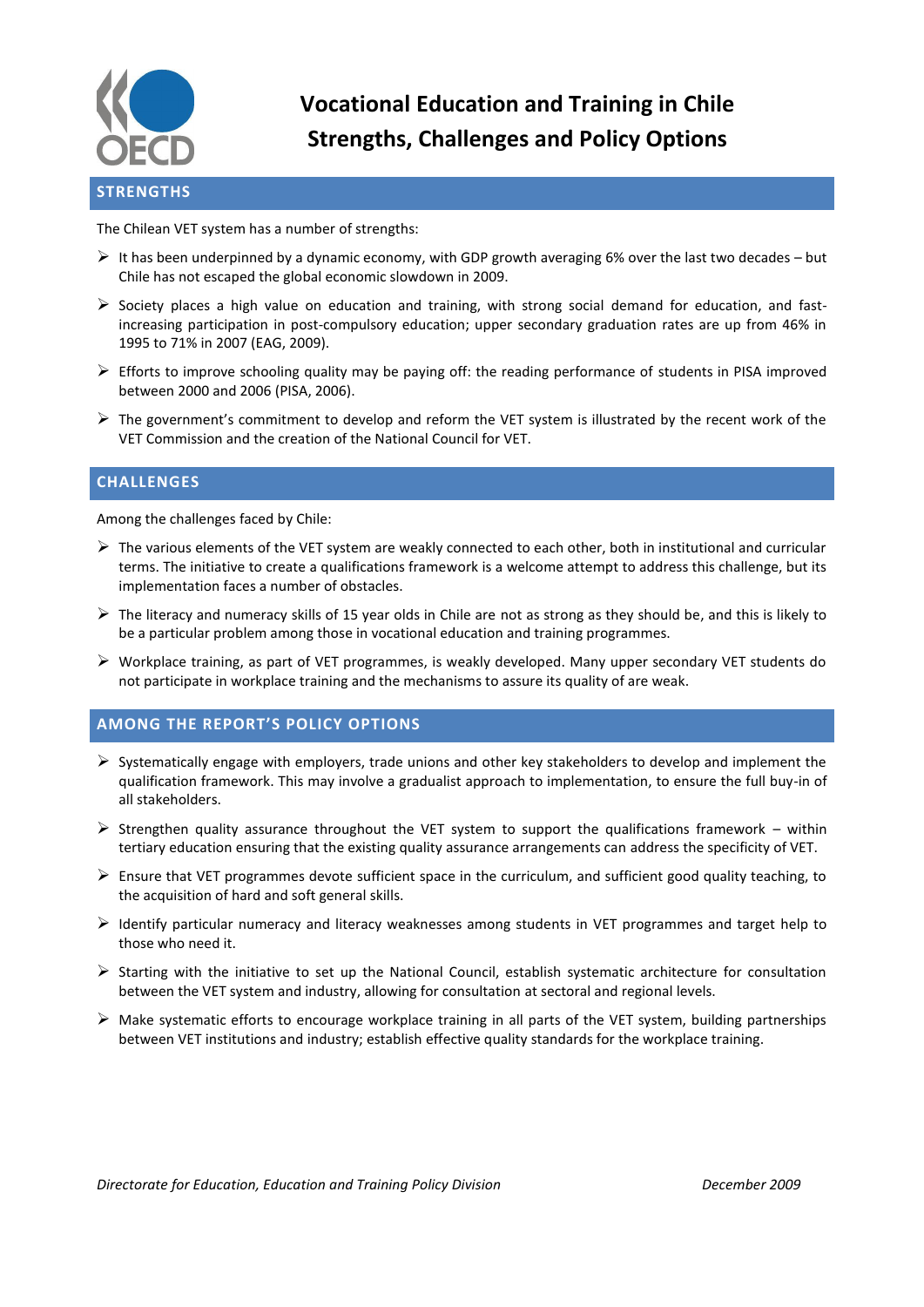# Vocational Education and Training in Chile
# Strengths, Challenges and Policy Options

## STRENGTHS

The Chilean VET system has a number of strengths:

- It has been underpinned by a dynamic economy, with GDP growth averaging 6% over the last two decades – but Chile has not escaped the global economic slowdown in 2009.
- Society places a high value on education and training, with strong social demand for education, and fast-increasing participation in post-compulsory education; upper secondary graduation rates are up from 46% in 1995 to 71% in 2007 (EAG, 2009).
- Efforts to improve schooling quality may be paying off: the reading performance of students in PISA improved between 2000 and 2006 (PISA, 2006).
- The government's commitment to develop and reform the VET system is illustrated by the recent work of the VET Commission and the creation of the National Council for VET.

## CHALLENGES

Among the challenges faced by Chile:

- The various elements of the VET system are weakly connected to each other, both in institutional and curricular terms. The initiative to create a qualifications framework is a welcome attempt to address this challenge, but its implementation faces a number of obstacles.
- The literacy and numeracy skills of 15 year olds in Chile are not as strong as they should be, and this is likely to be a particular problem among those in vocational education and training programmes.
- Workplace training, as part of VET programmes, is weakly developed. Many upper secondary VET students do not participate in workplace training and the mechanisms to assure its quality of are weak.

## AMONG THE REPORT'S POLICY OPTIONS

- Systematically engage with employers, trade unions and other key stakeholders to develop and implement the qualification framework. This may involve a gradualist approach to implementation, to ensure the full buy-in of all stakeholders.
- Strengthen quality assurance throughout the VET system to support the qualifications framework – within tertiary education ensuring that the existing quality assurance arrangements can address the specificity of VET.
- Ensure that VET programmes devote sufficient space in the curriculum, and sufficient good quality teaching, to the acquisition of hard and soft general skills.
- Identify particular numeracy and literacy weaknesses among students in VET programmes and target help to those who need it.
- Starting with the initiative to set up the National Council, establish systematic architecture for consultation between the VET system and industry, allowing for consultation at sectoral and regional levels.
- Make systematic efforts to encourage workplace training in all parts of the VET system, building partnerships between VET institutions and industry; establish effective quality standards for the workplace training.

*Directorate for Education, Education and Training Policy Division* *December 2009*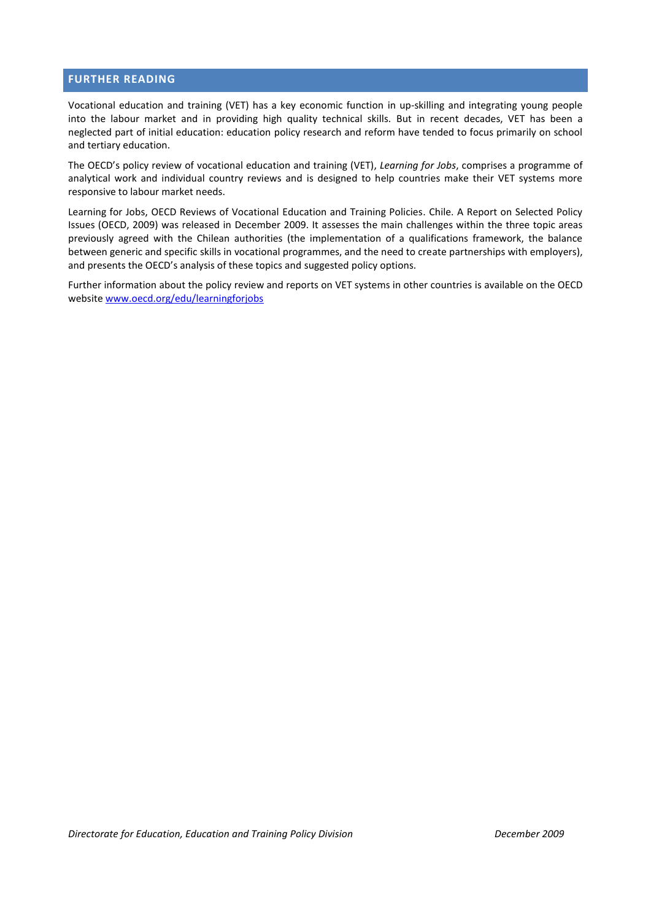## FURTHER READING

Vocational education and training (VET) has a key economic function in up-skilling and integrating young people into the labour market and in providing high quality technical skills. But in recent decades, VET has been a neglected part of initial education: education policy research and reform have tended to focus primarily on school and tertiary education.

The OECD's policy review of vocational education and training (VET), *Learning for Jobs*, comprises a programme of analytical work and individual country reviews and is designed to help countries make their VET systems more responsive to labour market needs.

Learning for Jobs, OECD Reviews of Vocational Education and Training Policies. Chile. A Report on Selected Policy Issues (OECD, 2009) was released in December 2009. It assesses the main challenges within the three topic areas previously agreed with the Chilean authorities (the implementation of a qualifications framework, the balance between generic and specific skills in vocational programmes, and the need to create partnerships with employers), and presents the OECD's analysis of these topics and suggested policy options.

Further information about the policy review and reports on VET systems in other countries is available on the OECD website [www.oecd.org/edu/learningforjobs](http://www.oecd.org/edu/learningforjobs)

*Directorate for Education, Education and Training Policy Division* *December 2009*